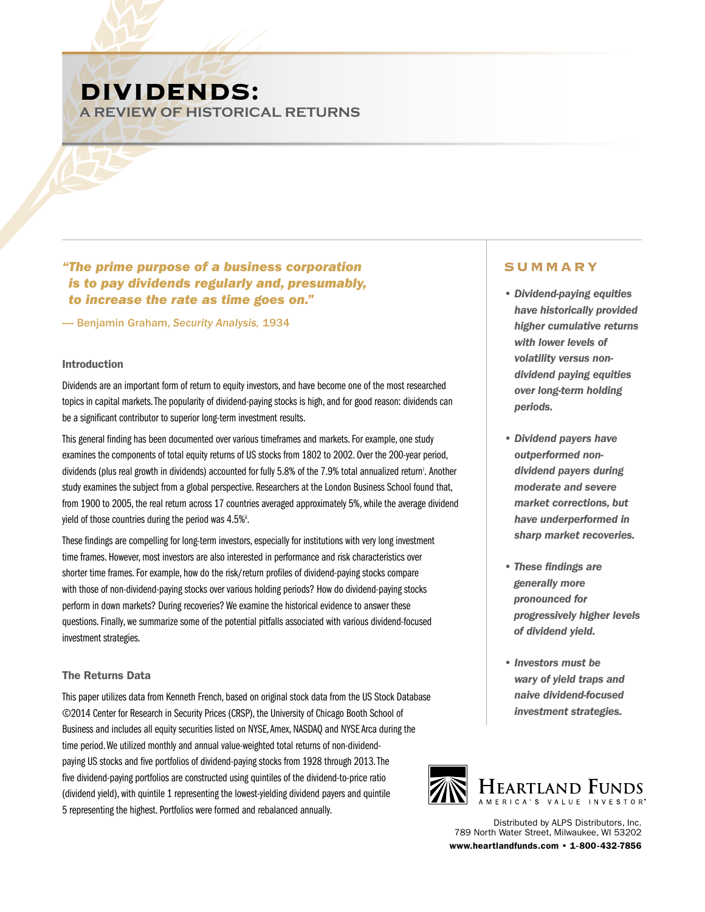# DIVIDENDS:
## A REVIEW OF HISTORICAL RETURNS

*"The prime purpose of a business corporation is to pay dividends regularly and, presumably, to increase the rate as time goes on."*

— Benjamin Graham, *Security Analysis,* 1934

### Introduction

Dividends are an important form of return to equity investors, and have become one of the most researched topics in capital markets. The popularity of dividend-paying stocks is high, and for good reason: dividends can be a significant contributor to superior long-term investment results.

This general finding has been documented over various timeframes and markets. For example, one study examines the components of total equity returns of US stocks from 1802 to 2002. Over the 200-year period, dividends (plus real growth in dividends) accounted for fully 5.8% of the 7.9% total annualized return[i]. Another study examines the subject from a global perspective. Researchers at the London Business School found that, from 1900 to 2005, the real return across 17 countries averaged approximately 5%, while the average dividend yield of those countries during the period was 4.5%[ii].

These findings are compelling for long-term investors, especially for institutions with very long investment time frames. However, most investors are also interested in performance and risk characteristics over shorter time frames. For example, how do the risk/return profiles of dividend-paying stocks compare with those of non-dividend-paying stocks over various holding periods? How do dividend-paying stocks perform in down markets? During recoveries? We examine the historical evidence to answer these questions. Finally, we summarize some of the potential pitfalls associated with various dividend-focused investment strategies.

### The Returns Data

This paper utilizes data from Kenneth French, based on original stock data from the US Stock Database ©2014 Center for Research in Security Prices (CRSP), the University of Chicago Booth School of Business and includes all equity securities listed on NYSE, Amex, NASDAQ and NYSE Arca during the time period. We utilized monthly and annual value-weighted total returns of non-dividend-paying US stocks and five portfolios of dividend-paying stocks from 1928 through 2013. The five dividend-paying portfolios are constructed using quintiles of the dividend-to-price ratio (dividend yield), with quintile 1 representing the lowest-yielding dividend payers and quintile 5 representing the highest. Portfolios were formed and rebalanced annually.

### SUMMARY

- ***Dividend-paying equities have historically provided higher cumulative returns with lower levels of volatility versus non-dividend paying equities over long-term holding periods.***
- ***Dividend payers have outperformed non-dividend payers during moderate and severe market corrections, but have underperformed in sharp market recoveries.***
- ***These findings are generally more pronounced for progressively higher levels of dividend yield.***
- ***Investors must be wary of yield traps and naive dividend-focused investment strategies.***

HEARTLAND FUNDS
AMERICA'S VALUE INVESTOR®

Distributed by ALPS Distributors, Inc.
789 North Water Street, Milwaukee, WI 53202
**www.heartlandfunds.com • 1-800-432-7856**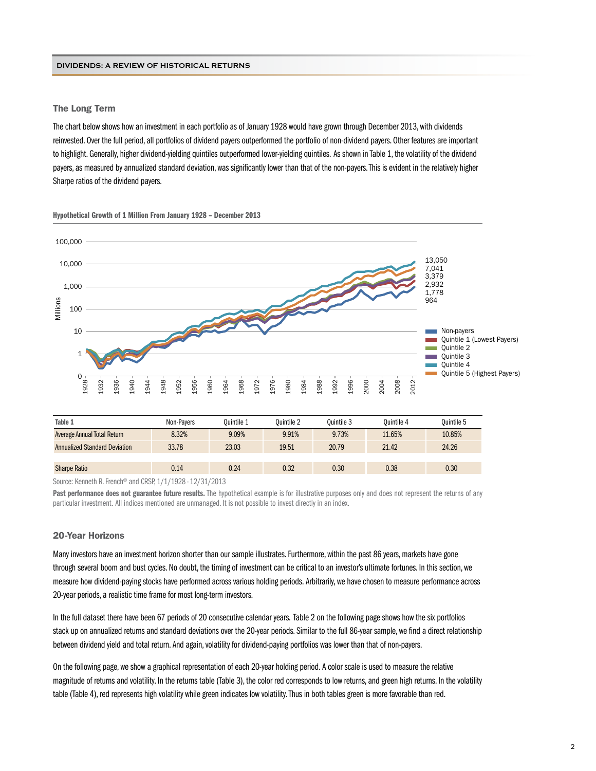## The Long Term

The chart below shows how an investment in each portfolio as of January 1928 would have grown through December 2013, with dividends reinvested. Over the full period, all portfolios of dividend payers outperformed the portfolio of non-dividend payers. Other features are important to highlight. Generally, higher dividend-yielding quintiles outperformed lower-yielding quintiles. As shown in Table 1, the volatility of the dividend payers, as measured by annualized standard deviation, was significantly lower than that of the non-payers. This is evident in the relatively higher Sharpe ratios of the dividend payers.

**Hypothetical Growth of 1 Million From January 1928 – December 2013**

| Table 1 | Non-Payers | Quintile 1 | Quintile 2 | Quintile 3 | Quintile 4 | Quintile 5 |
|---|---|---|---|---|---|---|
| Average Annual Total Return | 8.32% | 9.09% | 9.91% | 9.73% | 11.65% | 10.85% |
| Annualized Standard Deviation | 33.78 | 23.03 | 19.51 | 20.79 | 21.42 | 24.26 |
| Sharpe Ratio | 0.14 | 0.24 | 0.32 | 0.30 | 0.38 | 0.30 |

Source: Kenneth R. French© and CRSP, 1/1/1928 - 12/31/2013

**Past performance does not guarantee future results.** The hypothetical example is for illustrative purposes only and does not represent the returns of any particular investment. All indices mentioned are unmanaged. It is not possible to invest directly in an index.

## 20-Year Horizons

Many investors have an investment horizon shorter than our sample illustrates. Furthermore, within the past 86 years, markets have gone through several boom and bust cycles. No doubt, the timing of investment can be critical to an investor's ultimate fortunes. In this section, we measure how dividend-paying stocks have performed across various holding periods. Arbitrarily, we have chosen to measure performance across 20-year periods, a realistic time frame for most long-term investors.

In the full dataset there have been 67 periods of 20 consecutive calendar years. Table 2 on the following page shows how the six portfolios stack up on annualized returns and standard deviations over the 20-year periods. Similar to the full 86-year sample, we find a direct relationship between dividend yield and total return. And again, volatility for dividend-paying portfolios was lower than that of non-payers.

On the following page, we show a graphical representation of each 20-year holding period. A color scale is used to measure the relative magnitude of returns and volatility. In the returns table (Table 3), the color red corresponds to low returns, and green high returns. In the volatility table (Table 4), red represents high volatility while green indicates low volatility. Thus in both tables green is more favorable than red.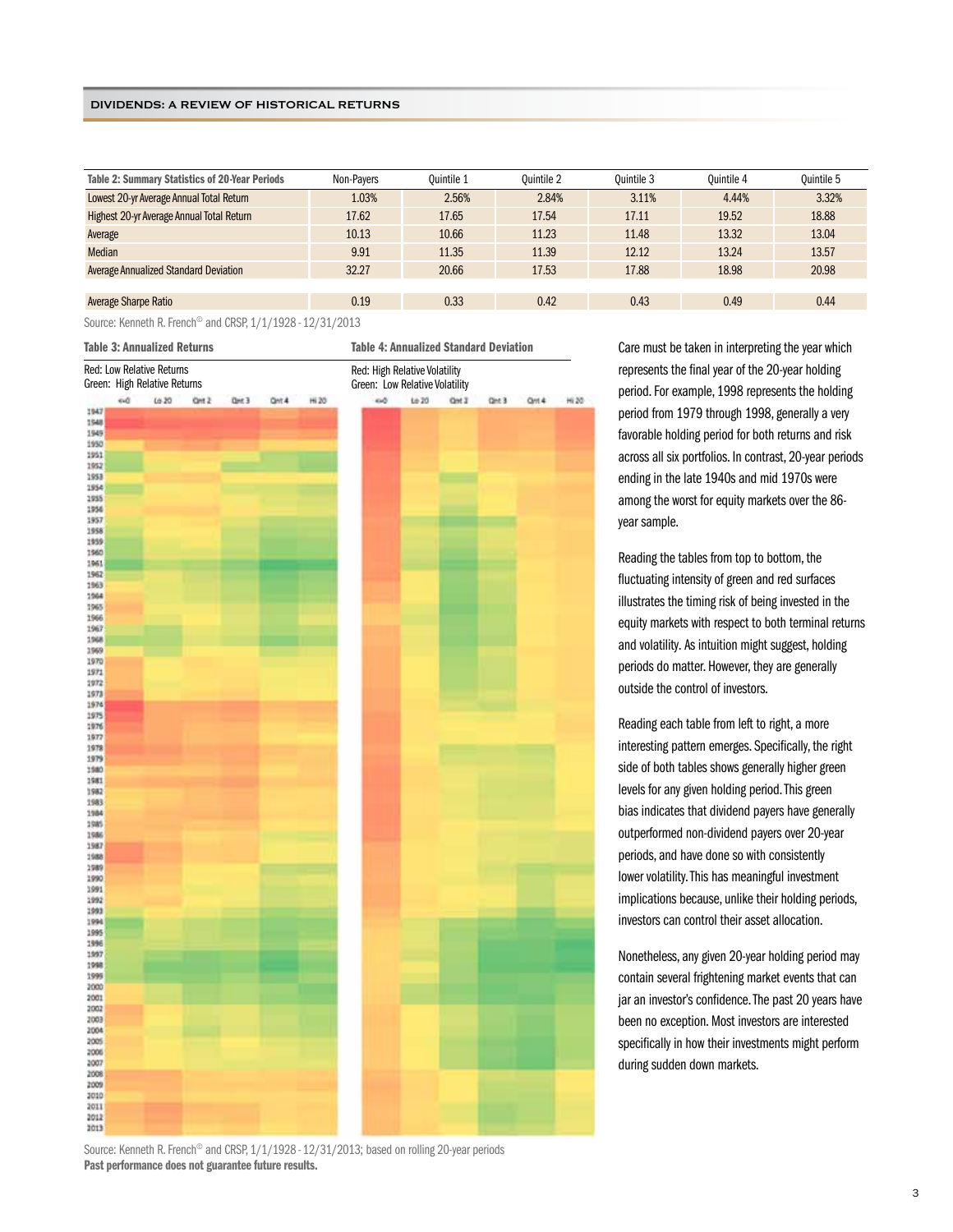| Table 2: Summary Statistics of 20-Year Periods | Non-Payers | Quintile 1 | Quintile 2 | Quintile 3 | Quintile 4 | Quintile 5 |
|---|---|---|---|---|---|---|
| Lowest 20-yr Average Annual Total Return | 1.03% | 2.56% | 2.84% | 3.11% | 4.44% | 3.32% |
| Highest 20-yr Average Annual Total Return | 17.62 | 17.65 | 17.54 | 17.11 | 19.52 | 18.88 |
| Average | 10.13 | 10.66 | 11.23 | 11.48 | 13.32 | 13.04 |
| Median | 9.91 | 11.35 | 11.39 | 12.12 | 13.24 | 13.57 |
| Average Annualized Standard Deviation | 32.27 | 20.66 | 17.53 | 17.88 | 18.98 | 20.98 |
| Average Sharpe Ratio | 0.19 | 0.33 | 0.42 | 0.43 | 0.49 | 0.44 |

Source: Kenneth R. French© and CRSP, 1/1/1928 - 12/31/2013

**Table 3: Annualized Returns**

Red: Low Relative Returns
Green: High Relative Returns

**Table 4: Annualized Standard Deviation**

Red: High Relative Volatility
Green: Low Relative Volatility

Source: Kenneth R. French© and CRSP, 1/1/1928 - 12/31/2013; based on rolling 20-year periods

**Past performance does not guarantee future results.**

Care must be taken in interpreting the year which represents the final year of the 20-year holding period. For example, 1998 represents the holding period from 1979 through 1998, generally a very favorable holding period for both returns and risk across all six portfolios. In contrast, 20-year periods ending in the late 1940s and mid 1970s were among the worst for equity markets over the 86-year sample.

Reading the tables from top to bottom, the fluctuating intensity of green and red surfaces illustrates the timing risk of being invested in the equity markets with respect to both terminal returns and volatility. As intuition might suggest, holding periods do matter. However, they are generally outside the control of investors.

Reading each table from left to right, a more interesting pattern emerges. Specifically, the right side of both tables shows generally higher green levels for any given holding period. This green bias indicates that dividend payers have generally outperformed non-dividend payers over 20-year periods, and have done so with consistently lower volatility. This has meaningful investment implications because, unlike their holding periods, investors can control their asset allocation.

Nonetheless, any given 20-year holding period may contain several frightening market events that can jar an investor's confidence. The past 20 years have been no exception. Most investors are interested specifically in how their investments might perform during sudden down markets.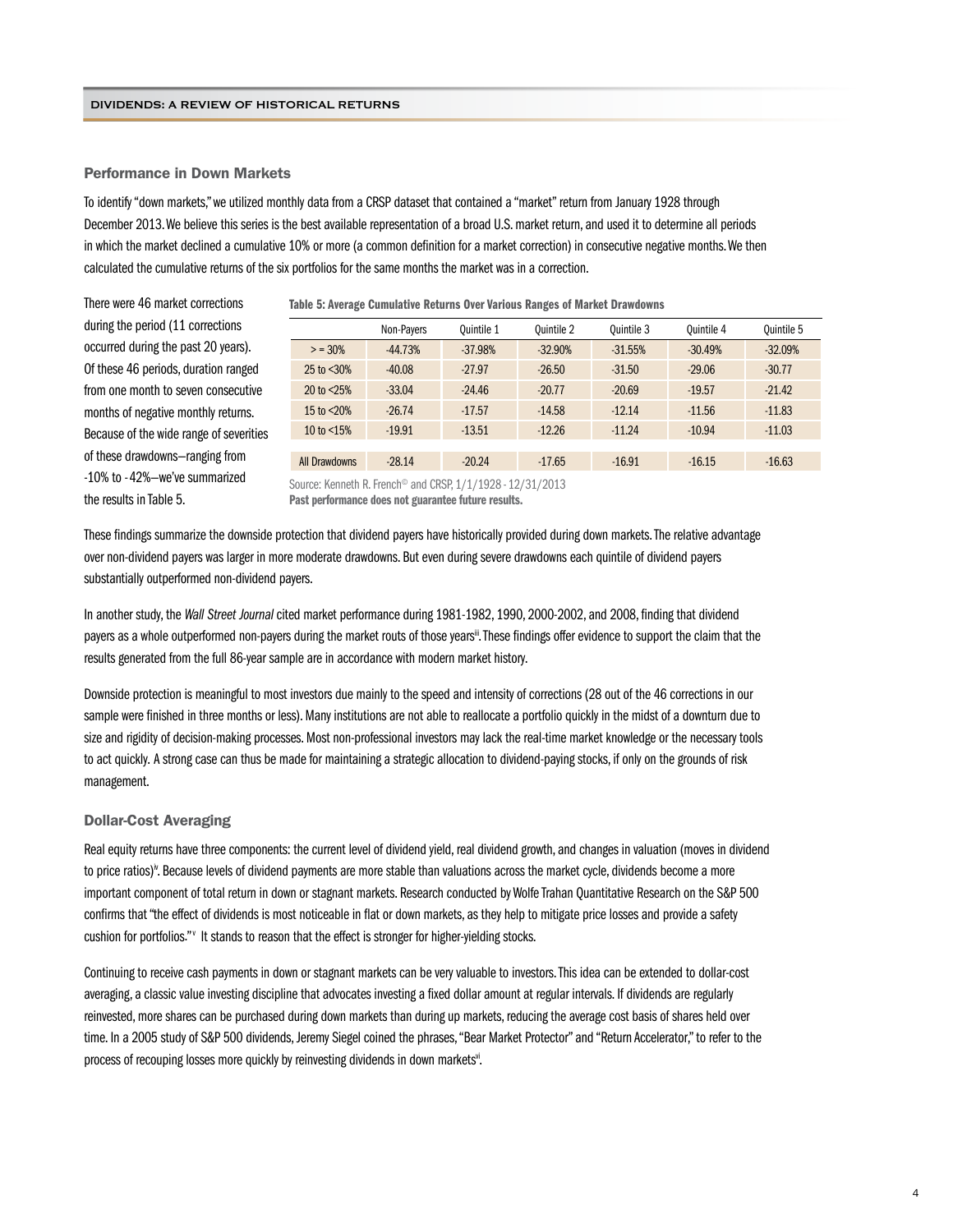## Performance in Down Markets

To identify "down markets," we utilized monthly data from a CRSP dataset that contained a "market" return from January 1928 through December 2013. We believe this series is the best available representation of a broad U.S. market return, and used it to determine all periods in which the market declined a cumulative 10% or more (a common definition for a market correction) in consecutive negative months. We then calculated the cumulative returns of the six portfolios for the same months the market was in a correction.

There were 46 market corrections during the period (11 corrections occurred during the past 20 years). Of these 46 periods, duration ranged from one month to seven consecutive months of negative monthly returns. Because of the wide range of severities of these drawdowns—ranging from -10% to -42%—we've summarized the results in Table 5.

**Table 5: Average Cumulative Returns Over Various Ranges of Market Drawdowns**

| | Non-Payers | Quintile 1 | Quintile 2 | Quintile 3 | Quintile 4 | Quintile 5 |
|---|---|---|---|---|---|---|
| > = 30% | -44.73% | -37.98% | -32.90% | -31.55% | -30.49% | -32.09% |
| 25 to <30% | -40.08 | -27.97 | -26.50 | -31.50 | -29.06 | -30.77 |
| 20 to <25% | -33.04 | -24.46 | -20.77 | -20.69 | -19.57 | -21.42 |
| 15 to <20% | -26.74 | -17.57 | -14.58 | -12.14 | -11.56 | -11.83 |
| 10 to <15% | -19.91 | -13.51 | -12.26 | -11.24 | -10.94 | -11.03 |
| All Drawdowns | -28.14 | -20.24 | -17.65 | -16.91 | -16.15 | -16.63 |

Source: Kenneth R. French© and CRSP, 1/1/1928 - 12/31/2013
**Past performance does not guarantee future results.**

These findings summarize the downside protection that dividend payers have historically provided during down markets. The relative advantage over non-dividend payers was larger in more moderate drawdowns. But even during severe drawdowns each quintile of dividend payers substantially outperformed non-dividend payers.

In another study, the *Wall Street Journal* cited market performance during 1981-1982, 1990, 2000-2002, and 2008, finding that dividend payers as a whole outperformed non-payers during the market routs of those years[iii]. These findings offer evidence to support the claim that the results generated from the full 86-year sample are in accordance with modern market history.

Downside protection is meaningful to most investors due mainly to the speed and intensity of corrections (28 out of the 46 corrections in our sample were finished in three months or less). Many institutions are not able to reallocate a portfolio quickly in the midst of a downturn due to size and rigidity of decision-making processes. Most non-professional investors may lack the real-time market knowledge or the necessary tools to act quickly. A strong case can thus be made for maintaining a strategic allocation to dividend-paying stocks, if only on the grounds of risk management.

## Dollar-Cost Averaging

Real equity returns have three components: the current level of dividend yield, real dividend growth, and changes in valuation (moves in dividend to price ratios)[iv]. Because levels of dividend payments are more stable than valuations across the market cycle, dividends become a more important component of total return in down or stagnant markets. Research conducted by Wolfe Trahan Quantitative Research on the S&P 500 confirms that "the effect of dividends is most noticeable in flat or down markets, as they help to mitigate price losses and provide a safety cushion for portfolios."[v] It stands to reason that the effect is stronger for higher-yielding stocks.

Continuing to receive cash payments in down or stagnant markets can be very valuable to investors. This idea can be extended to dollar-cost averaging, a classic value investing discipline that advocates investing a fixed dollar amount at regular intervals. If dividends are regularly reinvested, more shares can be purchased during down markets than during up markets, reducing the average cost basis of shares held over time. In a 2005 study of S&P 500 dividends, Jeremy Siegel coined the phrases, "Bear Market Protector" and "Return Accelerator," to refer to the process of recouping losses more quickly by reinvesting dividends in down markets[vi].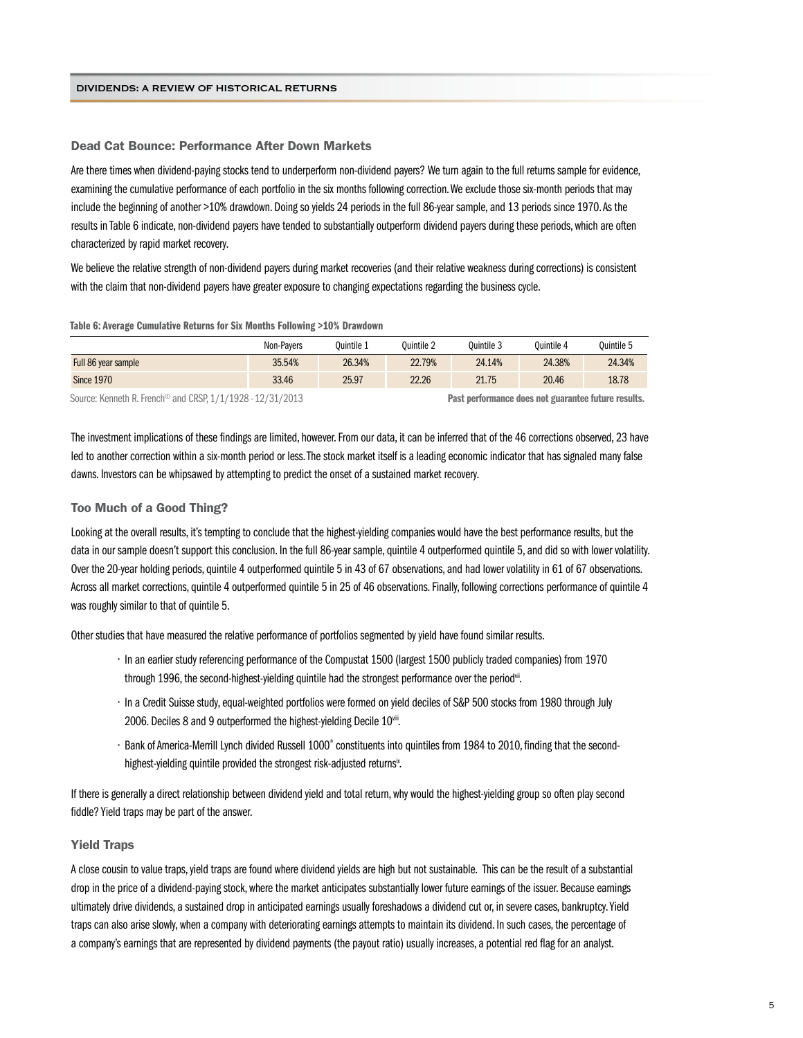### Dead Cat Bounce: Performance After Down Markets

Are there times when dividend-paying stocks tend to underperform non-dividend payers? We turn again to the full returns sample for evidence, examining the cumulative performance of each portfolio in the six months following correction. We exclude those six-month periods that may include the beginning of another >10% drawdown. Doing so yields 24 periods in the full 86-year sample, and 13 periods since 1970. As the results in Table 6 indicate, non-dividend payers have tended to substantially outperform dividend payers during these periods, which are often characterized by rapid market recovery.

We believe the relative strength of non-dividend payers during market recoveries (and their relative weakness during corrections) is consistent with the claim that non-dividend payers have greater exposure to changing expectations regarding the business cycle.

**Table 6: Average Cumulative Returns for Six Months Following >10% Drawdown**

| | Non-Payers | Quintile 1 | Quintile 2 | Quintile 3 | Quintile 4 | Quintile 5 |
|---|---|---|---|---|---|---|
| Full 86 year sample | 35.54% | 26.34% | 22.79% | 24.14% | 24.38% | 24.34% |
| Since 1970 | 33.46 | 25.97 | 22.26 | 21.75 | 20.46 | 18.78 |

Source: Kenneth R. French© and CRSP, 1/1/1928 - 12/31/2013 **Past performance does not guarantee future results.**

The investment implications of these findings are limited, however. From our data, it can be inferred that of the 46 corrections observed, 23 have led to another correction within a six-month period or less. The stock market itself is a leading economic indicator that has signaled many false dawns. Investors can be whipsawed by attempting to predict the onset of a sustained market recovery.

### Too Much of a Good Thing?

Looking at the overall results, it's tempting to conclude that the highest-yielding companies would have the best performance results, but the data in our sample doesn't support this conclusion. In the full 86-year sample, quintile 4 outperformed quintile 5, and did so with lower volatility. Over the 20-year holding periods, quintile 4 outperformed quintile 5 in 43 of 67 observations, and had lower volatility in 61 of 67 observations. Across all market corrections, quintile 4 outperformed quintile 5 in 25 of 46 observations. Finally, following corrections performance of quintile 4 was roughly similar to that of quintile 5.

Other studies that have measured the relative performance of portfolios segmented by yield have found similar results.

- In an earlier study referencing performance of the Compustat 1500 (largest 1500 publicly traded companies) from 1970 through 1996, the second-highest-yielding quintile had the strongest performance over the period[vii].
- In a Credit Suisse study, equal-weighted portfolios were formed on yield deciles of S&P 500 stocks from 1980 through July 2006. Deciles 8 and 9 outperformed the highest-yielding Decile 10[viii].
- Bank of America-Merrill Lynch divided Russell 1000® constituents into quintiles from 1984 to 2010, finding that the second-highest-yielding quintile provided the strongest risk-adjusted returns[ix].

If there is generally a direct relationship between dividend yield and total return, why would the highest-yielding group so often play second fiddle? Yield traps may be part of the answer.

### Yield Traps

A close cousin to value traps, yield traps are found where dividend yields are high but not sustainable. This can be the result of a substantial drop in the price of a dividend-paying stock, where the market anticipates substantially lower future earnings of the issuer. Because earnings ultimately drive dividends, a sustained drop in anticipated earnings usually foreshadows a dividend cut or, in severe cases, bankruptcy. Yield traps can also arise slowly, when a company with deteriorating earnings attempts to maintain its dividend. In such cases, the percentage of a company's earnings that are represented by dividend payments (the payout ratio) usually increases, a potential red flag for an analyst.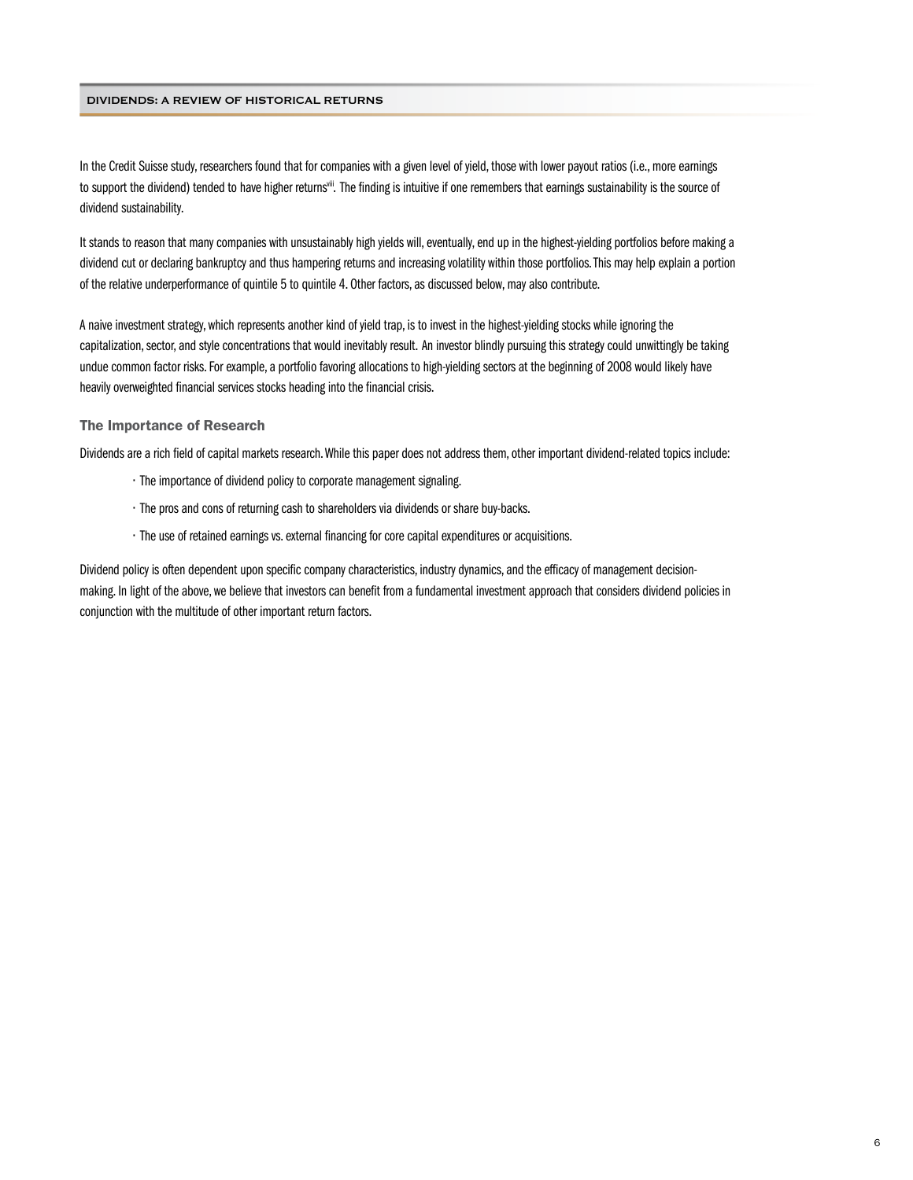In the Credit Suisse study, researchers found that for companies with a given level of yield, those with lower payout ratios (i.e., more earnings to support the dividend) tended to have higher returns[viii]. The finding is intuitive if one remembers that earnings sustainability is the source of dividend sustainability.

It stands to reason that many companies with unsustainably high yields will, eventually, end up in the highest-yielding portfolios before making a dividend cut or declaring bankruptcy and thus hampering returns and increasing volatility within those portfolios. This may help explain a portion of the relative underperformance of quintile 5 to quintile 4. Other factors, as discussed below, may also contribute.

A naive investment strategy, which represents another kind of yield trap, is to invest in the highest-yielding stocks while ignoring the capitalization, sector, and style concentrations that would inevitably result. An investor blindly pursuing this strategy could unwittingly be taking undue common factor risks. For example, a portfolio favoring allocations to high-yielding sectors at the beginning of 2008 would likely have heavily overweighted financial services stocks heading into the financial crisis.

### The Importance of Research

Dividends are a rich field of capital markets research. While this paper does not address them, other important dividend-related topics include:

- The importance of dividend policy to corporate management signaling.
- The pros and cons of returning cash to shareholders via dividends or share buy-backs.
- The use of retained earnings vs. external financing for core capital expenditures or acquisitions.

Dividend policy is often dependent upon specific company characteristics, industry dynamics, and the efficacy of management decision-making. In light of the above, we believe that investors can benefit from a fundamental investment approach that considers dividend policies in conjunction with the multitude of other important return factors.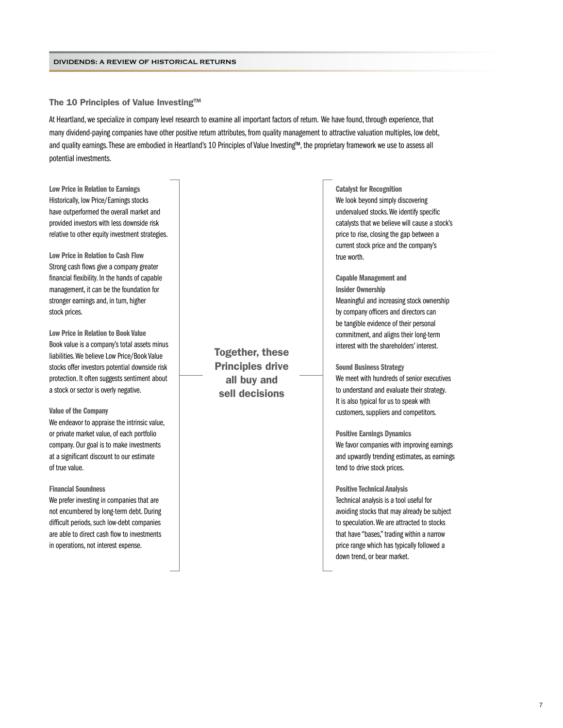## The 10 Principles of Value Investing™

At Heartland, we specialize in company level research to examine all important factors of return. We have found, through experience, that many dividend-paying companies have other positive return attributes, from quality management to attractive valuation multiples, low debt, and quality earnings. These are embodied in Heartland's 10 Principles of Value Investing™, the proprietary framework we use to assess all potential investments.

**Together, these Principles drive all buy and sell decisions**

**Low Price in Relation to Earnings**
Historically, low Price/Earnings stocks have outperformed the overall market and provided investors with less downside risk relative to other equity investment strategies.

**Low Price in Relation to Cash Flow**
Strong cash flows give a company greater financial flexibility. In the hands of capable management, it can be the foundation for stronger earnings and, in turn, higher stock prices.

**Low Price in Relation to Book Value**
Book value is a company's total assets minus liabilities. We believe Low Price/Book Value stocks offer investors potential downside risk protection. It often suggests sentiment about a stock or sector is overly negative.

**Value of the Company**
We endeavor to appraise the intrinsic value, or private market value, of each portfolio company. Our goal is to make investments at a significant discount to our estimate of true value.

**Financial Soundness**
We prefer investing in companies that are not encumbered by long-term debt. During difficult periods, such low-debt companies are able to direct cash flow to investments in operations, not interest expense.

**Catalyst for Recognition**
We look beyond simply discovering undervalued stocks. We identify specific catalysts that we believe will cause a stock's price to rise, closing the gap between a current stock price and the company's true worth.

**Capable Management and Insider Ownership**
Meaningful and increasing stock ownership by company officers and directors can be tangible evidence of their personal commitment, and aligns their long-term interest with the shareholders' interest.

**Sound Business Strategy**
We meet with hundreds of senior executives to understand and evaluate their strategy. It is also typical for us to speak with customers, suppliers and competitors.

**Positive Earnings Dynamics**
We favor companies with improving earnings and upwardly trending estimates, as earnings tend to drive stock prices.

**Positive Technical Analysis**
Technical analysis is a tool useful for avoiding stocks that may already be subject to speculation. We are attracted to stocks that have "bases," trading within a narrow price range which has typically followed a down trend, or bear market.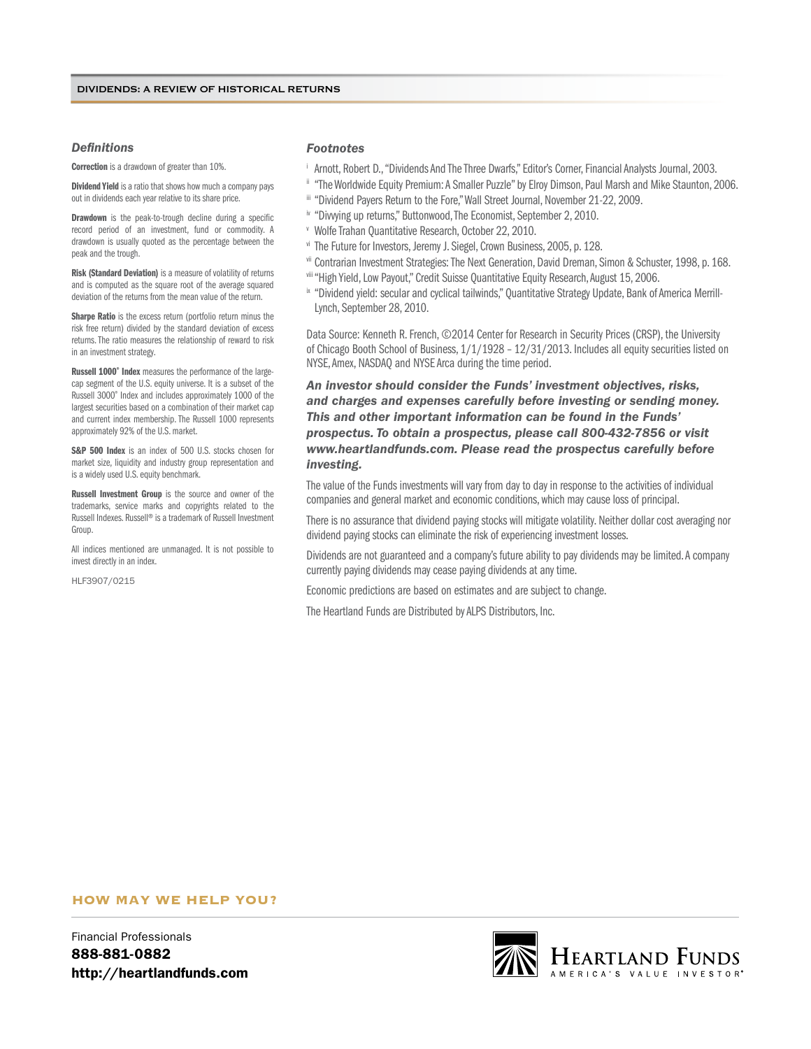### Definitions

**Correction** is a drawdown of greater than 10%.

**Dividend Yield** is a ratio that shows how much a company pays out in dividends each year relative to its share price.

**Drawdown** is the peak-to-trough decline during a specific record period of an investment, fund or commodity. A drawdown is usually quoted as the percentage between the peak and the trough.

**Risk (Standard Deviation)** is a measure of volatility of returns and is computed as the square root of the average squared deviation of the returns from the mean value of the return.

**Sharpe Ratio** is the excess return (portfolio return minus the risk free return) divided by the standard deviation of excess returns. The ratio measures the relationship of reward to risk in an investment strategy.

**Russell 1000® Index** measures the performance of the large-cap segment of the U.S. equity universe. It is a subset of the Russell 3000® Index and includes approximately 1000 of the largest securities based on a combination of their market cap and current index membership. The Russell 1000 represents approximately 92% of the U.S. market.

**S&P 500 Index** is an index of 500 U.S. stocks chosen for market size, liquidity and industry group representation and is a widely used U.S. equity benchmark.

**Russell Investment Group** is the source and owner of the trademarks, service marks and copyrights related to the Russell Indexes. Russell® is a trademark of Russell Investment Group.

All indices mentioned are unmanaged. It is not possible to invest directly in an index.

HLF3907/0215

### Footnotes

[i] Arnott, Robert D., "Dividends And The Three Dwarfs," Editor's Corner, Financial Analysts Journal, 2003.

[ii] "The Worldwide Equity Premium: A Smaller Puzzle" by Elroy Dimson, Paul Marsh and Mike Staunton, 2006.

[iii] "Dividend Payers Return to the Fore," Wall Street Journal, November 21-22, 2009.

[iv] "Divvying up returns," Buttonwood, The Economist, September 2, 2010.

[v] Wolfe Trahan Quantitative Research, October 22, 2010.

[vi] The Future for Investors, Jeremy J. Siegel, Crown Business, 2005, p. 128.

[vii] Contrarian Investment Strategies: The Next Generation, David Dreman, Simon & Schuster, 1998, p. 168.

[viii] "High Yield, Low Payout," Credit Suisse Quantitative Equity Research, August 15, 2006.

[ix] "Dividend yield: secular and cyclical tailwinds," Quantitative Strategy Update, Bank of America Merrill-Lynch, September 28, 2010.

Data Source: Kenneth R. French, ©2014 Center for Research in Security Prices (CRSP), the University of Chicago Booth School of Business, 1/1/1928 – 12/31/2013. Includes all equity securities listed on NYSE, Amex, NASDAQ and NYSE Arca during the time period.

***An investor should consider the Funds' investment objectives, risks, and charges and expenses carefully before investing or sending money. This and other important information can be found in the Funds' prospectus. To obtain a prospectus, please call 800-432-7856 or visit www.heartlandfunds.com. Please read the prospectus carefully before investing.***

The value of the Funds investments will vary from day to day in response to the activities of individual companies and general market and economic conditions, which may cause loss of principal.

There is no assurance that dividend paying stocks will mitigate volatility. Neither dollar cost averaging nor dividend paying stocks can eliminate the risk of experiencing investment losses.

Dividends are not guaranteed and a company's future ability to pay dividends may be limited. A company currently paying dividends may cease paying dividends at any time.

Economic predictions are based on estimates and are subject to change.

The Heartland Funds are Distributed by ALPS Distributors, Inc.

**HOW MAY WE HELP YOU?**

Financial Professionals
**888-881-0882**
**http://heartlandfunds.com**

HEARTLAND FUNDS
AMERICA'S VALUE INVESTOR®